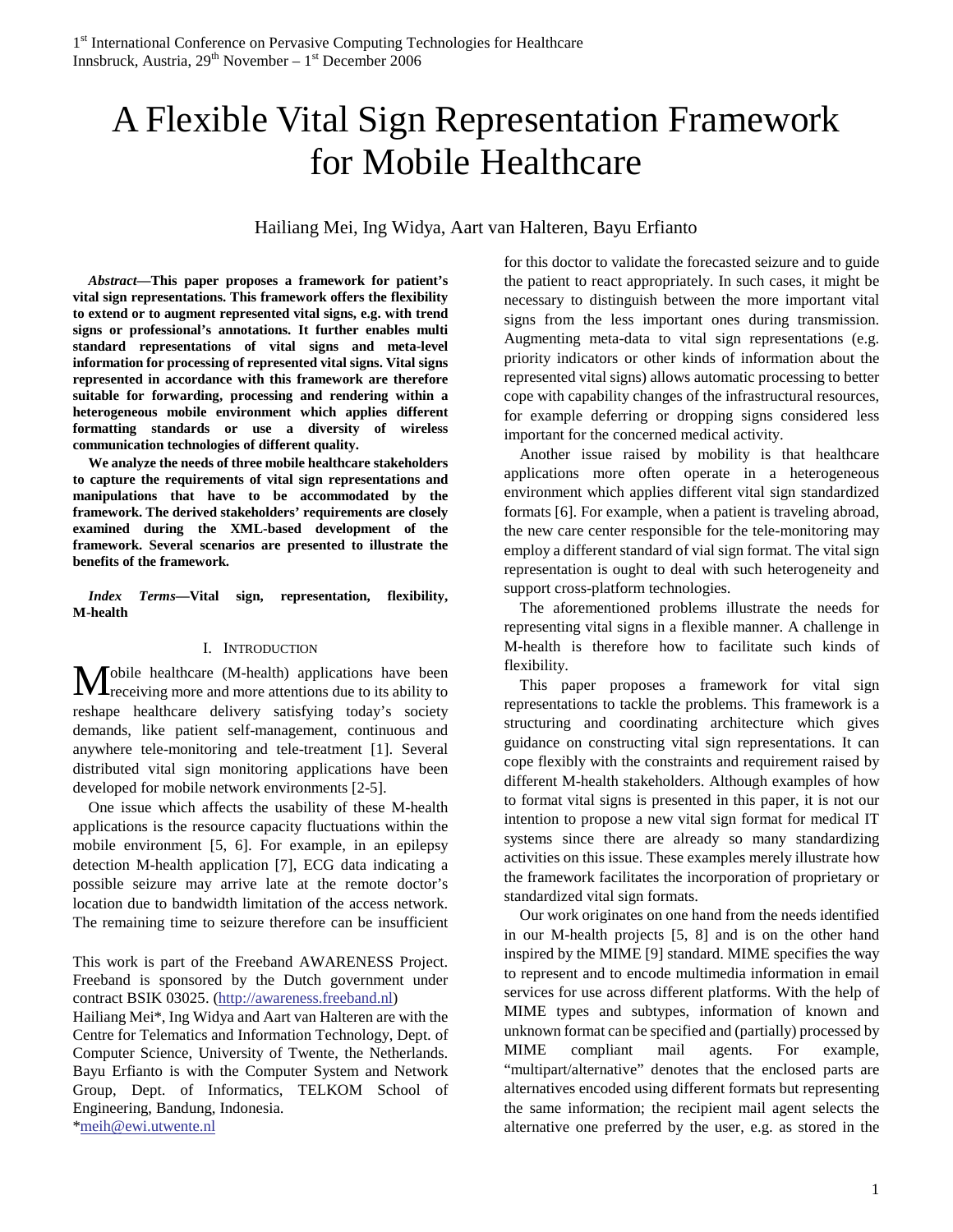# A Flexible Vital Sign Representation Framework for Mobile Healthcare

Hailiang Mei, Ing Widya, Aart van Halteren, Bayu Erfianto

***Abstract*—This paper proposes a framework for patient's vital sign representations. This framework offers the flexibility to extend or to augment represented vital signs, e.g. with trend signs or professional's annotations. It further enables multi standard representations of vital signs and meta-level information for processing of represented vital signs. Vital signs represented in accordance with this framework are therefore suitable for forwarding, processing and rendering within a heterogeneous mobile environment which applies different formatting standards or use a diversity of wireless communication technologies of different quality.**

**We analyze the needs of three mobile healthcare stakeholders to capture the requirements of vital sign representations and manipulations that have to be accommodated by the framework. The derived stakeholders' requirements are closely examined during the XML-based development of the framework. Several scenarios are presented to illustrate the benefits of the framework.**

***Index Terms*—Vital sign, representation, flexibility, M-health**

## I. Introduction

Mobile healthcare (M-health) applications have been receiving more and more attentions due to its ability to reshape healthcare delivery satisfying today's society demands, like patient self-management, continuous and anywhere tele-monitoring and tele-treatment [1]. Several distributed vital sign monitoring applications have been developed for mobile network environments [2-5].

One issue which affects the usability of these M-health applications is the resource capacity fluctuations within the mobile environment [5, 6]. For example, in an epilepsy detection M-health application [7], ECG data indicating a possible seizure may arrive late at the remote doctor's location due to bandwidth limitation of the access network. The remaining time to seizure therefore can be insufficient for this doctor to validate the forecasted seizure and to guide the patient to react appropriately. In such cases, it might be necessary to distinguish between the more important vital signs from the less important ones during transmission. Augmenting meta-data to vital sign representations (e.g. priority indicators or other kinds of information about the represented vital signs) allows automatic processing to better cope with capability changes of the infrastructural resources, for example deferring or dropping signs considered less important for the concerned medical activity.

Another issue raised by mobility is that healthcare applications more often operate in a heterogeneous environment which applies different vital sign standardized formats [6]. For example, when a patient is traveling abroad, the new care center responsible for the tele-monitoring may employ a different standard of vial sign format. The vital sign representation is ought to deal with such heterogeneity and support cross-platform technologies.

The aforementioned problems illustrate the needs for representing vital signs in a flexible manner. A challenge in M-health is therefore how to facilitate such kinds of flexibility.

This paper proposes a framework for vital sign representations to tackle the problems. This framework is a structuring and coordinating architecture which gives guidance on constructing vital sign representations. It can cope flexibly with the constraints and requirement raised by different M-health stakeholders. Although examples of how to format vital signs is presented in this paper, it is not our intention to propose a new vital sign format for medical IT systems since there are already so many standardizing activities on this issue. These examples merely illustrate how the framework facilitates the incorporation of proprietary or standardized vital sign formats.

Our work originates on one hand from the needs identified in our M-health projects [5, 8] and is on the other hand inspired by the MIME [9] standard. MIME specifies the way to represent and to encode multimedia information in email services for use across different platforms. With the help of MIME types and subtypes, information of known and unknown format can be specified and (partially) processed by MIME compliant mail agents. For example, "multipart/alternative" denotes that the enclosed parts are alternatives encoded using different formats but representing the same information; the recipient mail agent selects the alternative one preferred by the user, e.g. as stored in the

---

This work is part of the Freeband AWARENESS Project. Freeband is sponsored by the Dutch government under contract BSIK 03025. (http://awareness.freeband.nl)

Hailiang Mei*, Ing Widya and Aart van Halteren are with the Centre for Telematics and Information Technology, Dept. of Computer Science, University of Twente, the Netherlands. Bayu Erfianto is with the Computer System and Network Group, Dept. of Informatics, TELKOM School of Engineering, Bandung, Indonesia.

*meih@ewi.utwente.nl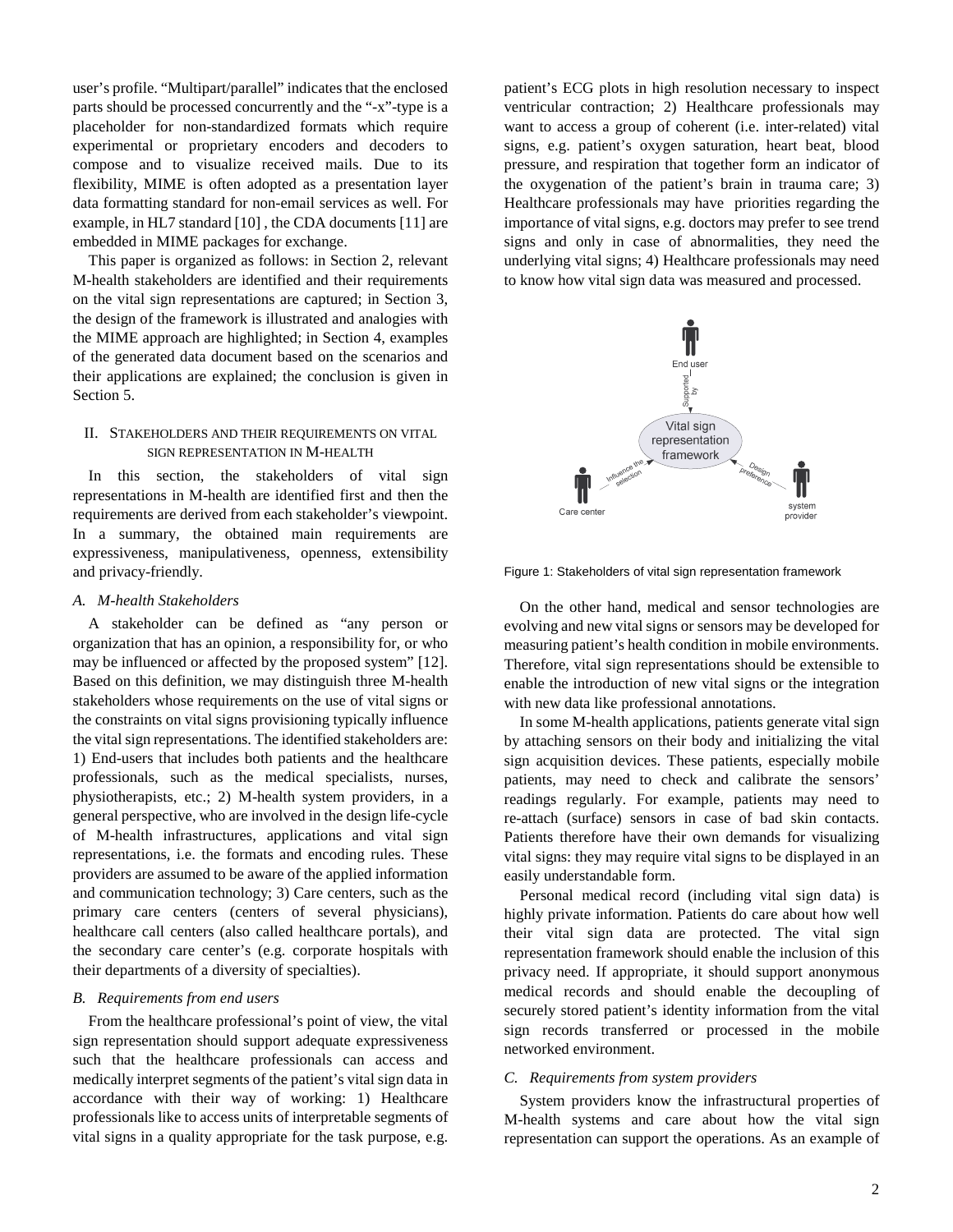user's profile. "Multipart/parallel" indicates that the enclosed parts should be processed concurrently and the "-x"-type is a placeholder for non-standardized formats which require experimental or proprietary encoders and decoders to compose and to visualize received mails. Due to its flexibility, MIME is often adopted as a presentation layer data formatting standard for non-email services as well. For example, in HL7 standard [10] , the CDA documents [11] are embedded in MIME packages for exchange.

This paper is organized as follows: in Section 2, relevant M-health stakeholders are identified and their requirements on the vital sign representations are captured; in Section 3, the design of the framework is illustrated and analogies with the MIME approach are highlighted; in Section 4, examples of the generated data document based on the scenarios and their applications are explained; the conclusion is given in Section 5.

## II. Stakeholders and their requirements on vital sign representation in M-health

In this section, the stakeholders of vital sign representations in M-health are identified first and then the requirements are derived from each stakeholder's viewpoint. In a summary, the obtained main requirements are expressiveness, manipulativeness, openness, extensibility and privacy-friendly.

### *A. M-health Stakeholders*

A stakeholder can be defined as "any person or organization that has an opinion, a responsibility for, or who may be influenced or affected by the proposed system" [12]. Based on this definition, we may distinguish three M-health stakeholders whose requirements on the use of vital signs or the constraints on vital signs provisioning typically influence the vital sign representations. The identified stakeholders are: 1) End-users that includes both patients and the healthcare professionals, such as the medical specialists, nurses, physiotherapists, etc.; 2) M-health system providers, in a general perspective, who are involved in the design life-cycle of M-health infrastructures, applications and vital sign representations, i.e. the formats and encoding rules. These providers are assumed to be aware of the applied information and communication technology; 3) Care centers, such as the primary care centers (centers of several physicians), healthcare call centers (also called healthcare portals), and the secondary care center's (e.g. corporate hospitals with their departments of a diversity of specialties).

### *B. Requirements from end users*

From the healthcare professional's point of view, the vital sign representation should support adequate expressiveness such that the healthcare professionals can access and medically interpret segments of the patient's vital sign data in accordance with their way of working: 1) Healthcare professionals like to access units of interpretable segments of vital signs in a quality appropriate for the task purpose, e.g. patient's ECG plots in high resolution necessary to inspect ventricular contraction; 2) Healthcare professionals may want to access a group of coherent (i.e. inter-related) vital signs, e.g. patient's oxygen saturation, heart beat, blood pressure, and respiration that together form an indicator of the oxygenation of the patient's brain in trauma care; 3) Healthcare professionals may have priorities regarding the importance of vital signs, e.g. doctors may prefer to see trend signs and only in case of abnormalities, they need the underlying vital signs; 4) Healthcare professionals may need to know how vital sign data was measured and processed.

Figure 1: Stakeholders of vital sign representation framework

On the other hand, medical and sensor technologies are evolving and new vital signs or sensors may be developed for measuring patient's health condition in mobile environments. Therefore, vital sign representations should be extensible to enable the introduction of new vital signs or the integration with new data like professional annotations.

In some M-health applications, patients generate vital sign by attaching sensors on their body and initializing the vital sign acquisition devices. These patients, especially mobile patients, may need to check and calibrate the sensors' readings regularly. For example, patients may need to re-attach (surface) sensors in case of bad skin contacts. Patients therefore have their own demands for visualizing vital signs: they may require vital signs to be displayed in an easily understandable form.

Personal medical record (including vital sign data) is highly private information. Patients do care about how well their vital sign data are protected. The vital sign representation framework should enable the inclusion of this privacy need. If appropriate, it should support anonymous medical records and should enable the decoupling of securely stored patient's identity information from the vital sign records transferred or processed in the mobile networked environment.

### *C. Requirements from system providers*

System providers know the infrastructural properties of M-health systems and care about how the vital sign representation can support the operations. As an example of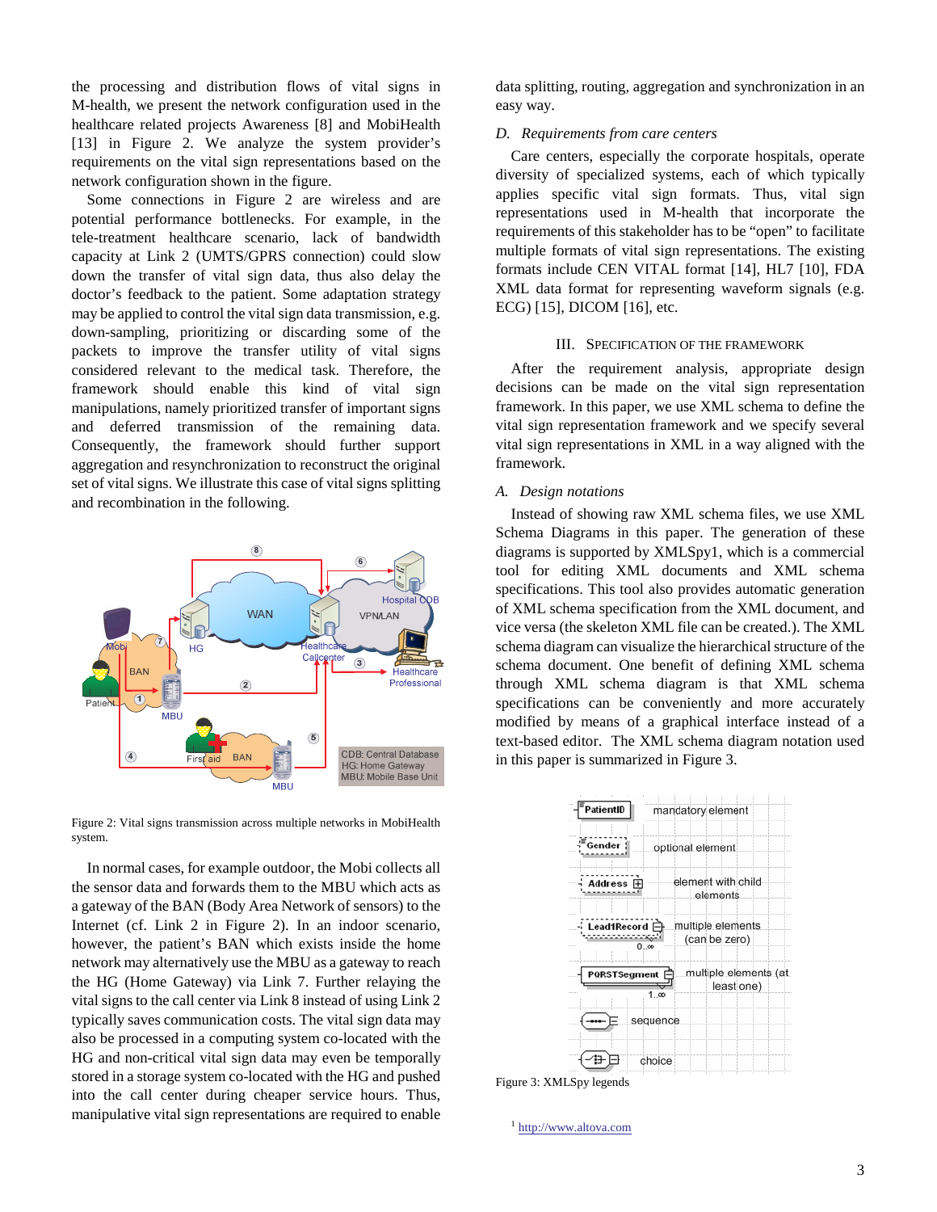the processing and distribution flows of vital signs in M-health, we present the network configuration used in the healthcare related projects Awareness [8] and MobiHealth [13] in Figure 2. We analyze the system provider's requirements on the vital sign representations based on the network configuration shown in the figure.

Some connections in Figure 2 are wireless and are potential performance bottlenecks. For example, in the tele-treatment healthcare scenario, lack of bandwidth capacity at Link 2 (UMTS/GPRS connection) could slow down the transfer of vital sign data, thus also delay the doctor's feedback to the patient. Some adaptation strategy may be applied to control the vital sign data transmission, e.g. down-sampling, prioritizing or discarding some of the packets to improve the transfer utility of vital signs considered relevant to the medical task. Therefore, the framework should enable this kind of vital sign manipulations, namely prioritized transfer of important signs and deferred transmission of the remaining data. Consequently, the framework should further support aggregation and resynchronization to reconstruct the original set of vital signs. We illustrate this case of vital signs splitting and recombination in the following.

Figure 2: Vital signs transmission across multiple networks in MobiHealth system.

In normal cases, for example outdoor, the Mobi collects all the sensor data and forwards them to the MBU which acts as a gateway of the BAN (Body Area Network of sensors) to the Internet (cf. Link 2 in Figure 2). In an indoor scenario, however, the patient's BAN which exists inside the home network may alternatively use the MBU as a gateway to reach the HG (Home Gateway) via Link 7. Further relaying the vital signs to the call center via Link 8 instead of using Link 2 typically saves communication costs. The vital sign data may also be processed in a computing system co-located with the HG and non-critical vital sign data may even be temporally stored in a storage system co-located with the HG and pushed into the call center during cheaper service hours. Thus, manipulative vital sign representations are required to enable data splitting, routing, aggregation and synchronization in an easy way.

### D. *Requirements from care centers*

Care centers, especially the corporate hospitals, operate diversity of specialized systems, each of which typically applies specific vital sign formats. Thus, vital sign representations used in M-health that incorporate the requirements of this stakeholder has to be "open" to facilitate multiple formats of vital sign representations. The existing formats include CEN VITAL format [14], HL7 [10], FDA XML data format for representing waveform signals (e.g. ECG) [15], DICOM [16], etc.

## III. Specification of the Framework

After the requirement analysis, appropriate design decisions can be made on the vital sign representation framework. In this paper, we use XML schema to define the vital sign representation framework and we specify several vital sign representations in XML in a way aligned with the framework.

### A. *Design notations*

Instead of showing raw XML schema files, we use XML Schema Diagrams in this paper. The generation of these diagrams is supported by XMLSpy[1], which is a commercial tool for editing XML documents and XML schema specifications. This tool also provides automatic generation of XML schema specification from the XML document, and vice versa (the skeleton XML file can be created.). The XML schema diagram can visualize the hierarchical structure of the schema document. One benefit of defining XML schema through XML schema diagram is that XML schema specifications can be conveniently and more accurately modified by means of a graphical interface instead of a text-based editor. The XML schema diagram notation used in this paper is summarized in Figure 3.

Figure 3: XMLSpy legends

[1] http://www.altova.com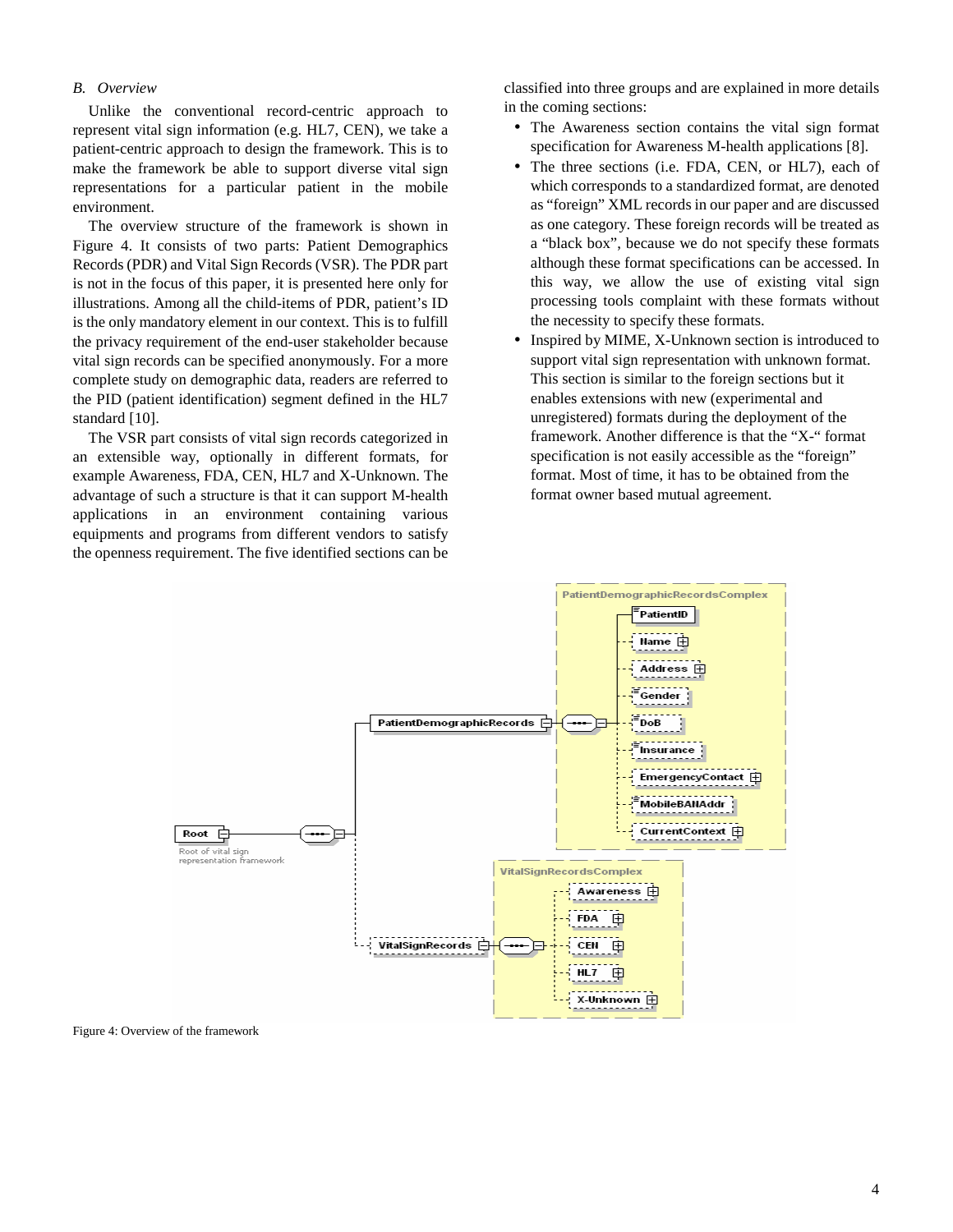### B. *Overview*

Unlike the conventional record-centric approach to represent vital sign information (e.g. HL7, CEN), we take a patient-centric approach to design the framework. This is to make the framework be able to support diverse vital sign representations for a particular patient in the mobile environment.

The overview structure of the framework is shown in Figure 4. It consists of two parts: Patient Demographics Records (PDR) and Vital Sign Records (VSR). The PDR part is not in the focus of this paper, it is presented here only for illustrations. Among all the child-items of PDR, patient's ID is the only mandatory element in our context. This is to fulfill the privacy requirement of the end-user stakeholder because vital sign records can be specified anonymously. For a more complete study on demographic data, readers are referred to the PID (patient identification) segment defined in the HL7 standard [10].

The VSR part consists of vital sign records categorized in an extensible way, optionally in different formats, for example Awareness, FDA, CEN, HL7 and X-Unknown. The advantage of such a structure is that it can support M-health applications in an environment containing various equipments and programs from different vendors to satisfy the openness requirement. The five identified sections can be classified into three groups and are explained in more details in the coming sections:

- The Awareness section contains the vital sign format specification for Awareness M-health applications [8].
- The three sections (i.e. FDA, CEN, or HL7), each of which corresponds to a standardized format, are denoted as "foreign" XML records in our paper and are discussed as one category. These foreign records will be treated as a "black box", because we do not specify these formats although these format specifications can be accessed. In this way, we allow the use of existing vital sign processing tools complaint with these formats without the necessity to specify these formats.
- Inspired by MIME, X-Unknown section is introduced to support vital sign representation with unknown format. This section is similar to the foreign sections but it enables extensions with new (experimental and unregistered) formats during the deployment of the framework. Another difference is that the "X-" format specification is not easily accessible as the "foreign" format. Most of time, it has to be obtained from the format owner based mutual agreement.

Figure 4: Overview of the framework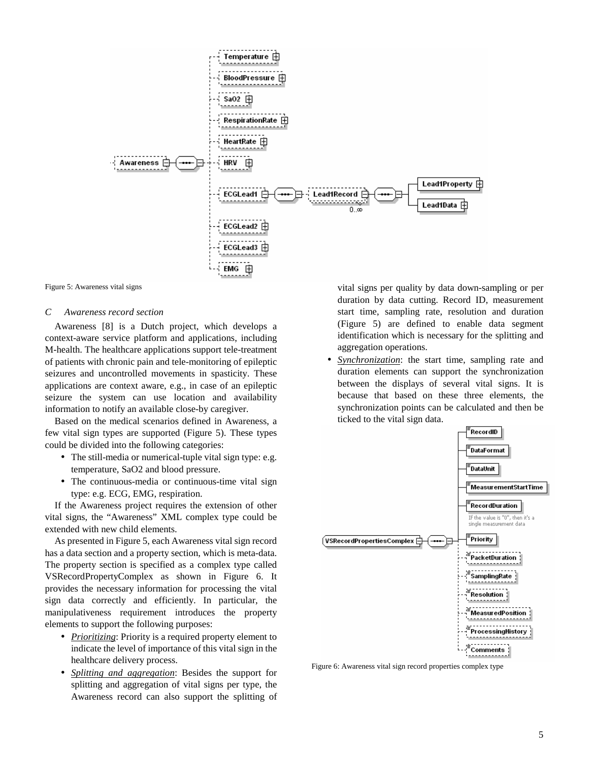Figure 5: Awareness vital signs

### C Awareness record section

Awareness [8] is a Dutch project, which develops a context-aware service platform and applications, including M-health. The healthcare applications support tele-treatment of patients with chronic pain and tele-monitoring of epileptic seizures and uncontrolled movements in spasticity. These applications are context aware, e.g., in case of an epileptic seizure the system can use location and availability information to notify an available close-by caregiver.

Based on the medical scenarios defined in Awareness, a few vital sign types are supported (Figure 5). These types could be divided into the following categories:

- The still-media or numerical-tuple vital sign type: e.g. temperature, SaO2 and blood pressure.
- The continuous-media or continuous-time vital sign type: e.g. ECG, EMG, respiration.

If the Awareness project requires the extension of other vital signs, the "Awareness" XML complex type could be extended with new child elements.

As presented in Figure 5, each Awareness vital sign record has a data section and a property section, which is meta-data. The property section is specified as a complex type called VSRecordPropertyComplex as shown in Figure 6. It provides the necessary information for processing the vital sign data correctly and efficiently. In particular, the manipulativeness requirement introduces the property elements to support the following purposes:

- *Prioritizing*: Priority is a required property element to indicate the level of importance of this vital sign in the healthcare delivery process.
- *Splitting and aggregation*: Besides the support for splitting and aggregation of vital signs per type, the Awareness record can also support the splitting of vital signs per quality by data down-sampling or per duration by data cutting. Record ID, measurement start time, sampling rate, resolution and duration (Figure 5) are defined to enable data segment identification which is necessary for the splitting and aggregation operations.
- *Synchronization*: the start time, sampling rate and duration elements can support the synchronization between the displays of several vital signs. It is because that based on these three elements, the synchronization points can be calculated and then be ticked to the vital sign data.

Figure 6: Awareness vital sign record properties complex type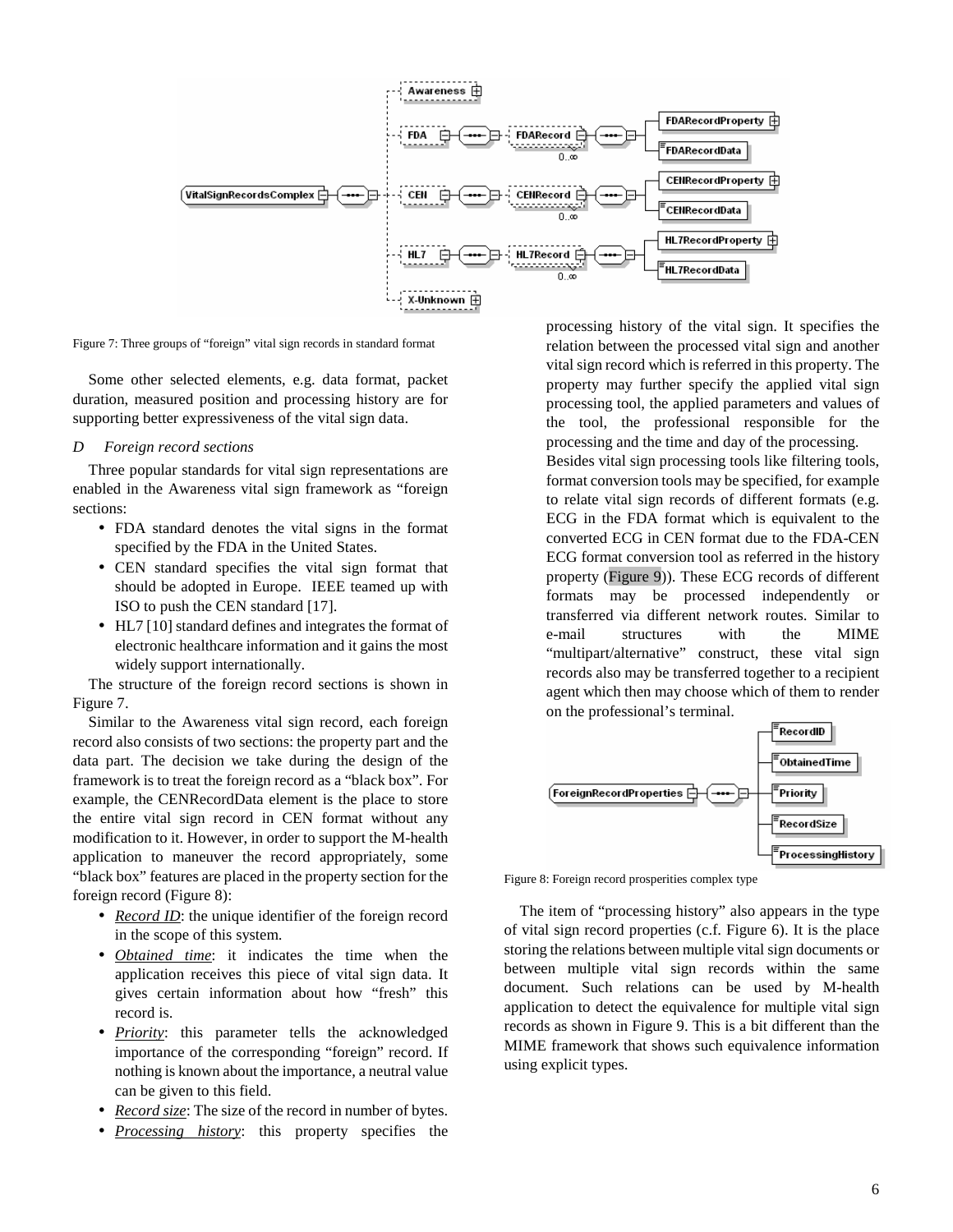Figure 7: Three groups of "foreign" vital sign records in standard format

Some other selected elements, e.g. data format, packet duration, measured position and processing history are for supporting better expressiveness of the vital sign data.

### *D Foreign record sections*

Three popular standards for vital sign representations are enabled in the Awareness vital sign framework as "foreign sections:

- FDA standard denotes the vital signs in the format specified by the FDA in the United States.
- CEN standard specifies the vital sign format that should be adopted in Europe. IEEE teamed up with ISO to push the CEN standard [17].
- HL7 [10] standard defines and integrates the format of electronic healthcare information and it gains the most widely support internationally.

The structure of the foreign record sections is shown in Figure 7.

Similar to the Awareness vital sign record, each foreign record also consists of two sections: the property part and the data part. The decision we take during the design of the framework is to treat the foreign record as a "black box". For example, the CENRecordData element is the place to store the entire vital sign record in CEN format without any modification to it. However, in order to support the M-health application to maneuver the record appropriately, some "black box" features are placed in the property section for the foreign record (Figure 8):

- ***Record ID***: the unique identifier of the foreign record in the scope of this system.
- ***Obtained time***: it indicates the time when the application receives this piece of vital sign data. It gives certain information about how "fresh" this record is.
- ***Priority***: this parameter tells the acknowledged importance of the corresponding "foreign" record. If nothing is known about the importance, a neutral value can be given to this field.
- ***Record size***: The size of the record in number of bytes.
- ***Processing history***: this property specifies the processing history of the vital sign. It specifies the relation between the processed vital sign and another vital sign record which is referred in this property. The property may further specify the applied vital sign processing tool, the applied parameters and values of the tool, the professional responsible for the processing and the time and day of the processing.

  Besides vital sign processing tools like filtering tools, format conversion tools may be specified, for example to relate vital sign records of different formats (e.g. ECG in the FDA format which is equivalent to the converted ECG in CEN format due to the FDA-CEN ECG format conversion tool as referred in the history property (Figure 9)). These ECG records of different formats may be processed independently or transferred via different network routes. Similar to e-mail structures with the MIME "multipart/alternative" construct, these vital sign records also may be transferred together to a recipient agent which then may choose which of them to render on the professional's terminal.

Figure 8: Foreign record prosperities complex type

The item of "processing history" also appears in the type of vital sign record properties (c.f. Figure 6). It is the place storing the relations between multiple vital sign documents or between multiple vital sign records within the same document. Such relations can be used by M-health application to detect the equivalence for multiple vital sign records as shown in Figure 9. This is a bit different than the MIME framework that shows such equivalence information using explicit types.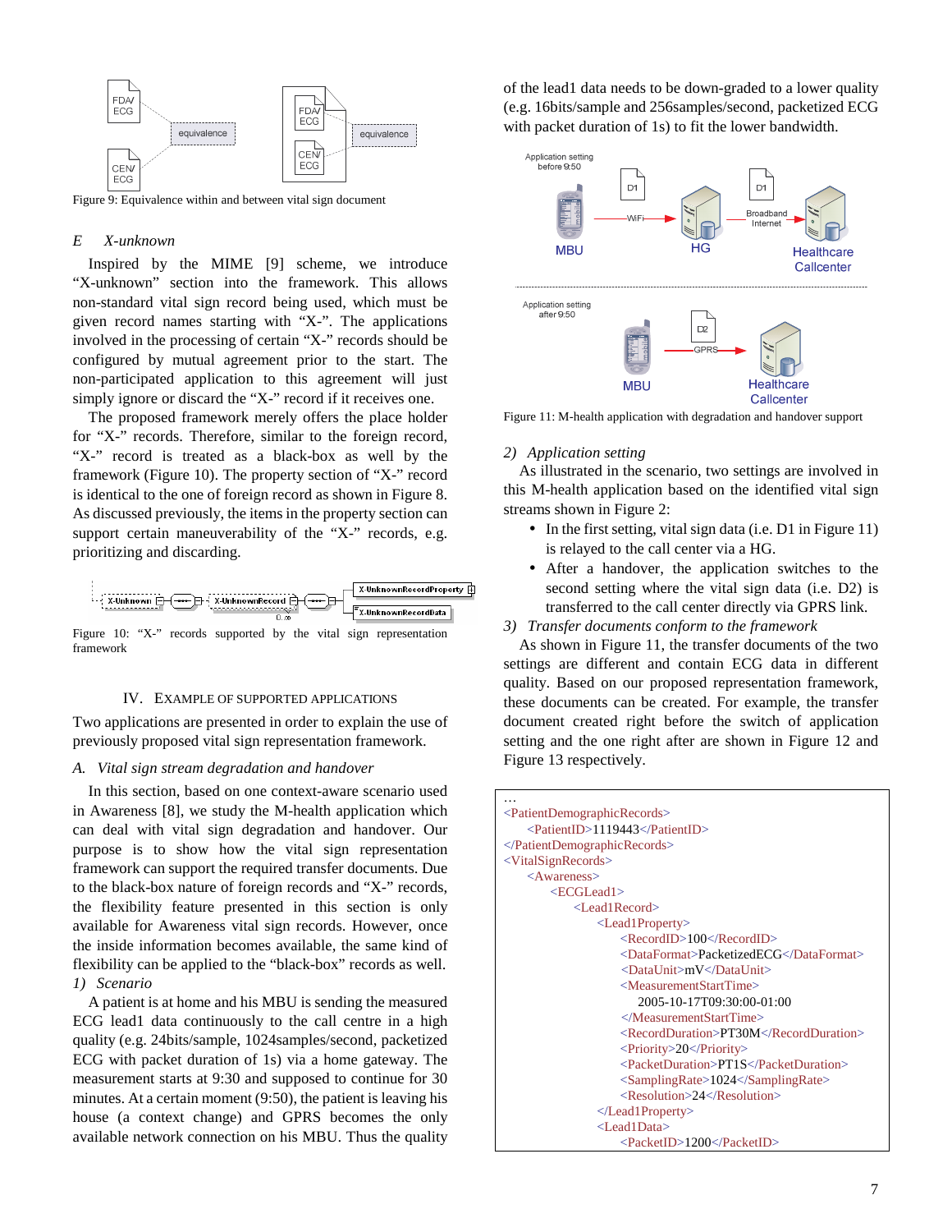Figure 9: Equivalence within and between vital sign document

*E X-unknown*

Inspired by the MIME [9] scheme, we introduce "X-unknown" section into the framework. This allows non-standard vital sign record being used, which must be given record names starting with "X-". The applications involved in the processing of certain "X-" records should be configured by mutual agreement prior to the start. The non-participated application to this agreement will just simply ignore or discard the "X-" record if it receives one.

The proposed framework merely offers the place holder for "X-" records. Therefore, similar to the foreign record, "X-" record is treated as a black-box as well by the framework (Figure 10). The property section of "X-" record is identical to the one of foreign record as shown in Figure 8. As discussed previously, the items in the property section can support certain maneuverability of the "X-" records, e.g. prioritizing and discarding.

Figure 10: "X-" records supported by the vital sign representation framework

## IV. Example of Supported Applications

Two applications are presented in order to explain the use of previously proposed vital sign representation framework.

### *A. Vital sign stream degradation and handover*

In this section, based on one context-aware scenario used in Awareness [8], we study the M-health application which can deal with vital sign degradation and handover. Our purpose is to show how the vital sign representation framework can support the required transfer documents. Due to the black-box nature of foreign records and "X-" records, the flexibility feature presented in this section is only available for Awareness vital sign records. However, once the inside information becomes available, the same kind of flexibility can be applied to the "black-box" records as well.

*1) Scenario*

A patient is at home and his MBU is sending the measured ECG lead1 data continuously to the call centre in a high quality (e.g. 24bits/sample, 1024samples/second, packetized ECG with packet duration of 1s) via a home gateway. The measurement starts at 9:30 and supposed to continue for 30 minutes. At a certain moment (9:50), the patient is leaving his house (a context change) and GPRS becomes the only available network connection on his MBU. Thus the quality of the lead1 data needs to be down-graded to a lower quality (e.g. 16bits/sample and 256samples/second, packetized ECG with packet duration of 1s) to fit the lower bandwidth.

Figure 11: M-health application with degradation and handover support

*2) Application setting*

As illustrated in the scenario, two settings are involved in this M-health application based on the identified vital sign streams shown in Figure 2:

- In the first setting, vital sign data (i.e. D1 in Figure 11) is relayed to the call center via a HG.
- After a handover, the application switches to the second setting where the vital sign data (i.e. D2) is transferred to the call center directly via GPRS link.

*3) Transfer documents conform to the framework*

As shown in Figure 11, the transfer documents of the two settings are different and contain ECG data in different quality. Based on our proposed representation framework, these documents can be created. For example, the transfer document created right before the switch of application setting and the one right after are shown in Figure 12 and Figure 13 respectively.

```
…
<PatientDemographicRecords>
    <PatientID>1119443</PatientID>
</PatientDemographicRecords>
<VitalSignRecords>
    <Awareness>
        <ECGLead1>
            <Lead1Record>
                <Lead1Property>
                    <RecordID>100</RecordID>
                    <DataFormat>PacketizedECG</DataFormat>
                    <DataUnit>mV</DataUnit>
                    <MeasurementStartTime>
                        2005-10-17T09:30:00-01:00
                    </MeasurementStartTime>
                    <RecordDuration>PT30M</RecordDuration>
                    <Priority>20</Priority>
                    <PacketDuration>PT1S</PacketDuration>
                    <SamplingRate>1024</SamplingRate>
                    <Resolution>24</Resolution>
                </Lead1Property>
                <Lead1Data>
                    <PacketID>1200</PacketID>
```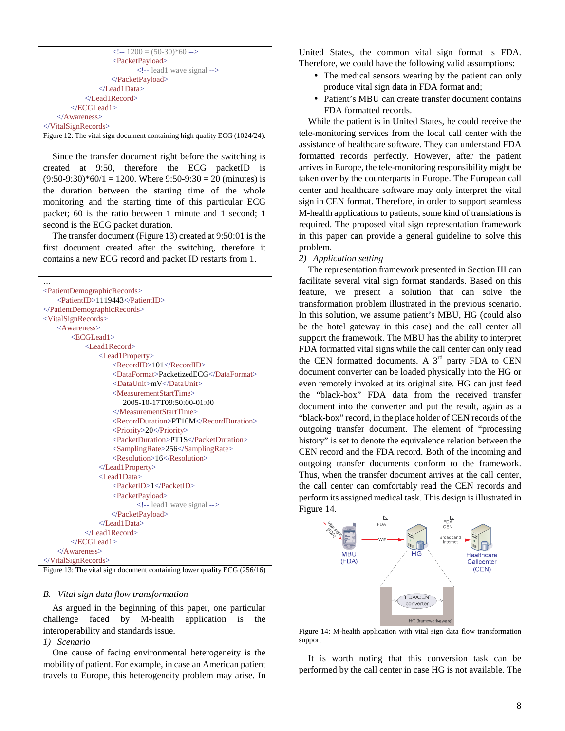```
            <!-- 1200 = (50-30)*60 -->
            <PacketPayload>
                <!-- lead1 wave signal -->
            </PacketPayload>
          </Lead1Data>
        </Lead1Record>
      </ECGLead1>
    </Awareness>
</VitalSignRecords>
```

Figure 12: The vital sign document containing high quality ECG (1024/24).

Since the transfer document right before the switching is created at 9:50, therefore the ECG packetID is (9:50-9:30)*60/1 = 1200. Where 9:50-9:30 = 20 (minutes) is the duration between the starting time of the whole monitoring and the starting time of this particular ECG packet; 60 is the ratio between 1 minute and 1 second; 1 second is the ECG packet duration.

The transfer document (Figure 13) created at 9:50:01 is the first document created after the switching, therefore it contains a new ECG record and packet ID restarts from 1.

```
…
<PatientDemographicRecords>
    <PatientID>1119443</PatientID>
</PatientDemographicRecords>
<VitalSignRecords>
    <Awareness>
      <ECGLead1>
        <Lead1Record>
          <Lead1Property>
            <RecordID>101</RecordID>
            <DataFormat>PacketizedECG</DataFormat>
            <DataUnit>mV</DataUnit>
            <MeasurementStartTime>
               2005-10-17T09:50:00-01:00
            </MeasurementStartTime>
            <RecordDuration>PT10M</RecordDuration>
            <Priority>20</Priority>
            <PacketDuration>PT1S</PacketDuration>
            <SamplingRate>256</SamplingRate>
            <Resolution>16</Resolution>
          </Lead1Property>
          <Lead1Data>
            <PacketID>1</PacketID>
            <PacketPayload>
                <!-- lead1 wave signal -->
            </PacketPayload>
          </Lead1Data>
        </Lead1Record>
      </ECGLead1>
    </Awareness>
</VitalSignRecords>
```

Figure 13: The vital sign document containing lower quality ECG (256/16)

### B. *Vital sign data flow transformation*

As argued in the beginning of this paper, one particular challenge faced by M-health application is the interoperability and standards issue.

*1) Scenario*

One cause of facing environmental heterogeneity is the mobility of patient. For example, in case an American patient travels to Europe, this heterogeneity problem may arise. In United States, the common vital sign format is FDA. Therefore, we could have the following valid assumptions:

- The medical sensors wearing by the patient can only produce vital sign data in FDA format and;
- Patient's MBU can create transfer document contains FDA formatted records.

While the patient is in United States, he could receive the tele-monitoring services from the local call center with the assistance of healthcare software. They can understand FDA formatted records perfectly. However, after the patient arrives in Europe, the tele-monitoring responsibility might be taken over by the counterparts in Europe. The European call center and healthcare software may only interpret the vital sign in CEN format. Therefore, in order to support seamless M-health applications to patients, some kind of translations is required. The proposed vital sign representation framework in this paper can provide a general guideline to solve this problem.

*2) Application setting*

The representation framework presented in Section III can facilitate several vital sign format standards. Based on this feature, we present a solution that can solve the transformation problem illustrated in the previous scenario. In this solution, we assume patient's MBU, HG (could also be the hotel gateway in this case) and the call center all support the framework. The MBU has the ability to interpret FDA formatted vital signs while the call center can only read the CEN formatted documents. A 3rd party FDA to CEN document converter can be loaded physically into the HG or even remotely invoked at its original site. HG can just feed the "black-box" FDA data from the received transfer document into the converter and put the result, again as a "black-box" record, in the place holder of CEN records of the outgoing transfer document. The element of "processing history" is set to denote the equivalence relation between the CEN record and the FDA record. Both of the incoming and outgoing transfer documents conform to the framework. Thus, when the transfer document arrives at the call center, the call center can comfortably read the CEN records and perform its assigned medical task. This design is illustrated in Figure 14.

Figure 14: M-health application with vital sign data flow transformation support

It is worth noting that this conversion task can be performed by the call center in case HG is not available. The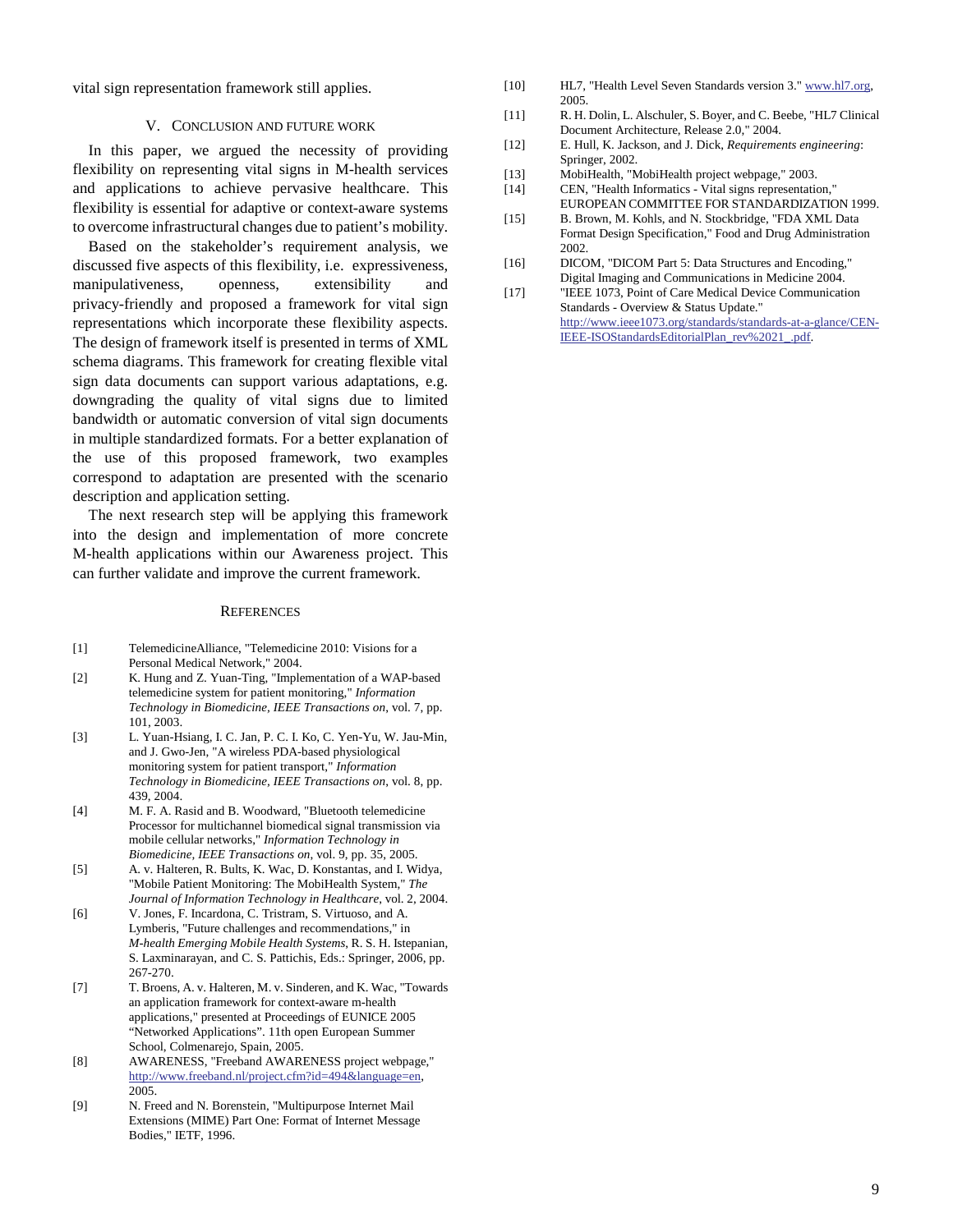vital sign representation framework still applies.

## V. Conclusion and Future Work

In this paper, we argued the necessity of providing flexibility on representing vital signs in M-health services and applications to achieve pervasive healthcare. This flexibility is essential for adaptive or context-aware systems to overcome infrastructural changes due to patient's mobility.

Based on the stakeholder's requirement analysis, we discussed five aspects of this flexibility, i.e. expressiveness, manipulativeness, openness, extensibility and privacy-friendly and proposed a framework for vital sign representations which incorporate these flexibility aspects. The design of framework itself is presented in terms of XML schema diagrams. This framework for creating flexible vital sign data documents can support various adaptations, e.g. downgrading the quality of vital signs due to limited bandwidth or automatic conversion of vital sign documents in multiple standardized formats. For a better explanation of the use of this proposed framework, two examples correspond to adaptation are presented with the scenario description and application setting.

The next research step will be applying this framework into the design and implementation of more concrete M-health applications within our Awareness project. This can further validate and improve the current framework.

## References

[1] TelemedicineAlliance, "Telemedicine 2010: Visions for a Personal Medical Network," 2004.

[2] K. Hung and Z. Yuan-Ting, "Implementation of a WAP-based telemedicine system for patient monitoring," *Information Technology in Biomedicine, IEEE Transactions on*, vol. 7, pp. 101, 2003.

[3] L. Yuan-Hsiang, I. C. Jan, P. C. I. Ko, C. Yen-Yu, W. Jau-Min, and J. Gwo-Jen, "A wireless PDA-based physiological monitoring system for patient transport," *Information Technology in Biomedicine, IEEE Transactions on*, vol. 8, pp. 439, 2004.

[4] M. F. A. Rasid and B. Woodward, "Bluetooth telemedicine Processor for multichannel biomedical signal transmission via mobile cellular networks," *Information Technology in Biomedicine, IEEE Transactions on*, vol. 9, pp. 35, 2005.

[5] A. v. Halteren, R. Bults, K. Wac, D. Konstantas, and I. Widya, "Mobile Patient Monitoring: The MobiHealth System," *The Journal of Information Technology in Healthcare*, vol. 2, 2004.

[6] V. Jones, F. Incardona, C. Tristram, S. Virtuoso, and A. Lymberis, "Future challenges and recommendations," in *M-health Emerging Mobile Health Systems*, R. S. H. Istepanian, S. Laxminarayan, and C. S. Pattichis, Eds.: Springer, 2006, pp. 267-270.

[7] T. Broens, A. v. Halteren, M. v. Sinderen, and K. Wac, "Towards an application framework for context-aware m-health applications," presented at Proceedings of EUNICE 2005 "Networked Applications". 11th open European Summer School, Colmenarejo, Spain, 2005.

[8] AWARENESS, "Freeband AWARENESS project webpage," http://www.freeband.nl/project.cfm?id=494&language=en, 2005.

[9] N. Freed and N. Borenstein, "Multipurpose Internet Mail Extensions (MIME) Part One: Format of Internet Message Bodies," IETF, 1996.

[10] HL7, "Health Level Seven Standards version 3." www.hl7.org, 2005.

[11] R. H. Dolin, L. Alschuler, S. Boyer, and C. Beebe, "HL7 Clinical Document Architecture, Release 2.0," 2004.

[12] E. Hull, K. Jackson, and J. Dick, *Requirements engineering*: Springer, 2002.

[13] MobiHealth, "MobiHealth project webpage," 2003.

[14] CEN, "Health Informatics - Vital signs representation," EUROPEAN COMMITTEE FOR STANDARDIZATION 1999.

[15] B. Brown, M. Kohls, and N. Stockbridge, "FDA XML Data Format Design Specification," Food and Drug Administration 2002.

[16] DICOM, "DICOM Part 5: Data Structures and Encoding," Digital Imaging and Communications in Medicine 2004.

[17] "IEEE 1073, Point of Care Medical Device Communication Standards - Overview & Status Update." http://www.ieee1073.org/standards/standards-at-a-glance/CEN-IEEE-ISOStandardsEditorialPlan_rev%2021_.pdf.